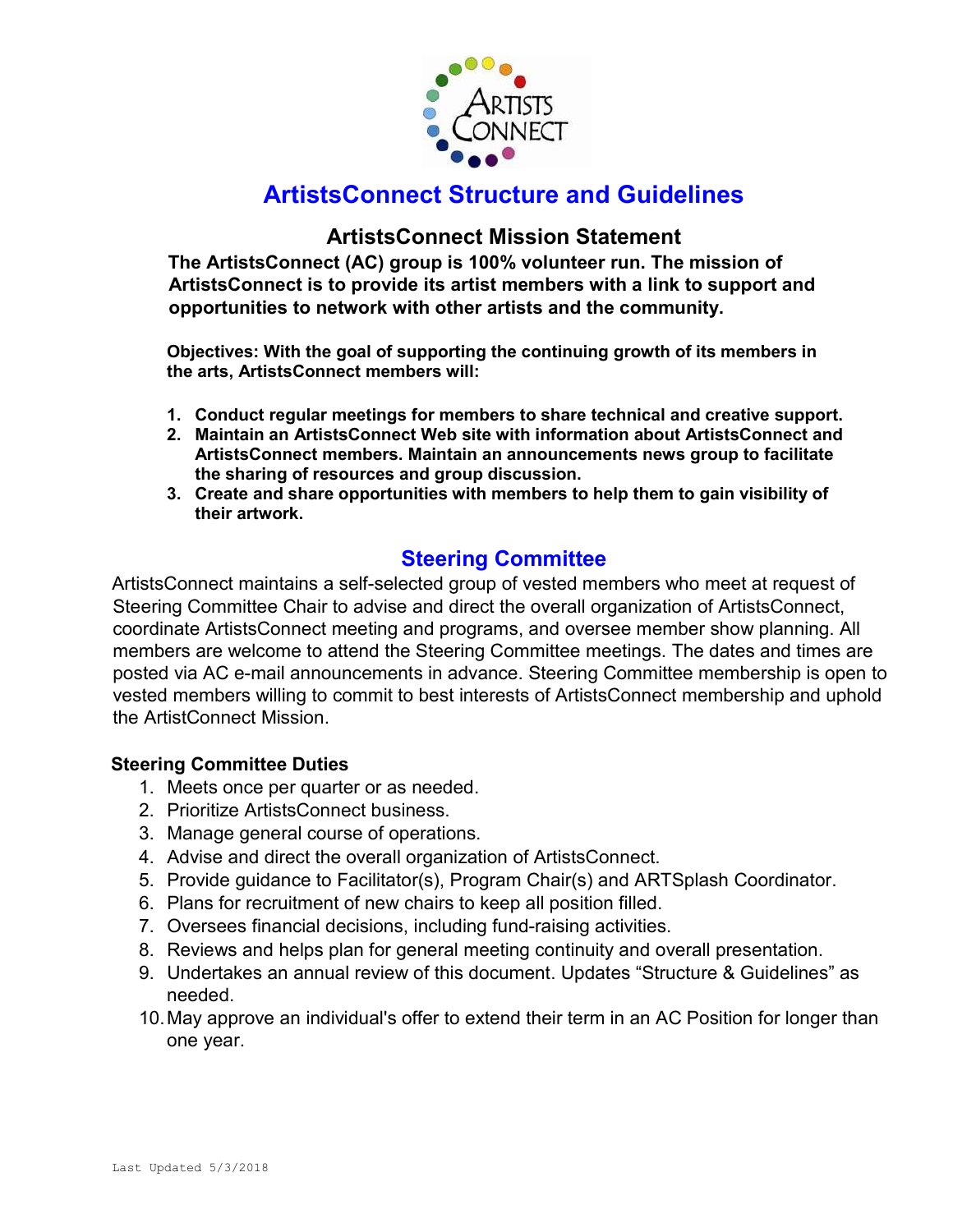# ArtistsConnect Structure and Guidelines

## ArtistsConnect Mission Statement

**The ArtistsConnect (AC) group is 100% volunteer run. The mission of ArtistsConnect is to provide its artist members with a link to support and opportunities to network with other artists and the community.**

**Objectives: With the goal of supporting the continuing growth of its members in the arts, ArtistsConnect members will:**

1. **Conduct regular meetings for members to share technical and creative support.**
2. **Maintain an ArtistsConnect Web site with information about ArtistsConnect and ArtistsConnect members. Maintain an announcements news group to facilitate the sharing of resources and group discussion.**
3. **Create and share opportunities with members to help them to gain visibility of their artwork.**

## Steering Committee

ArtistsConnect maintains a self-selected group of vested members who meet at request of Steering Committee Chair to advise and direct the overall organization of ArtistsConnect, coordinate ArtistsConnect meeting and programs, and oversee member show planning. All members are welcome to attend the Steering Committee meetings. The dates and times are posted via AC e-mail announcements in advance. Steering Committee membership is open to vested members willing to commit to best interests of ArtistsConnect membership and uphold the ArtistConnect Mission.

### Steering Committee Duties

1. Meets once per quarter or as needed.
2. Prioritize ArtistsConnect business.
3. Manage general course of operations.
4. Advise and direct the overall organization of ArtistsConnect.
5. Provide guidance to Facilitator(s), Program Chair(s) and ARTSplash Coordinator.
6. Plans for recruitment of new chairs to keep all position filled.
7. Oversees financial decisions, including fund-raising activities.
8. Reviews and helps plan for general meeting continuity and overall presentation.
9. Undertakes an annual review of this document. Updates “Structure & Guidelines” as needed.
10. May approve an individual's offer to extend their term in an AC Position for longer than one year.

Last Updated 5/3/2018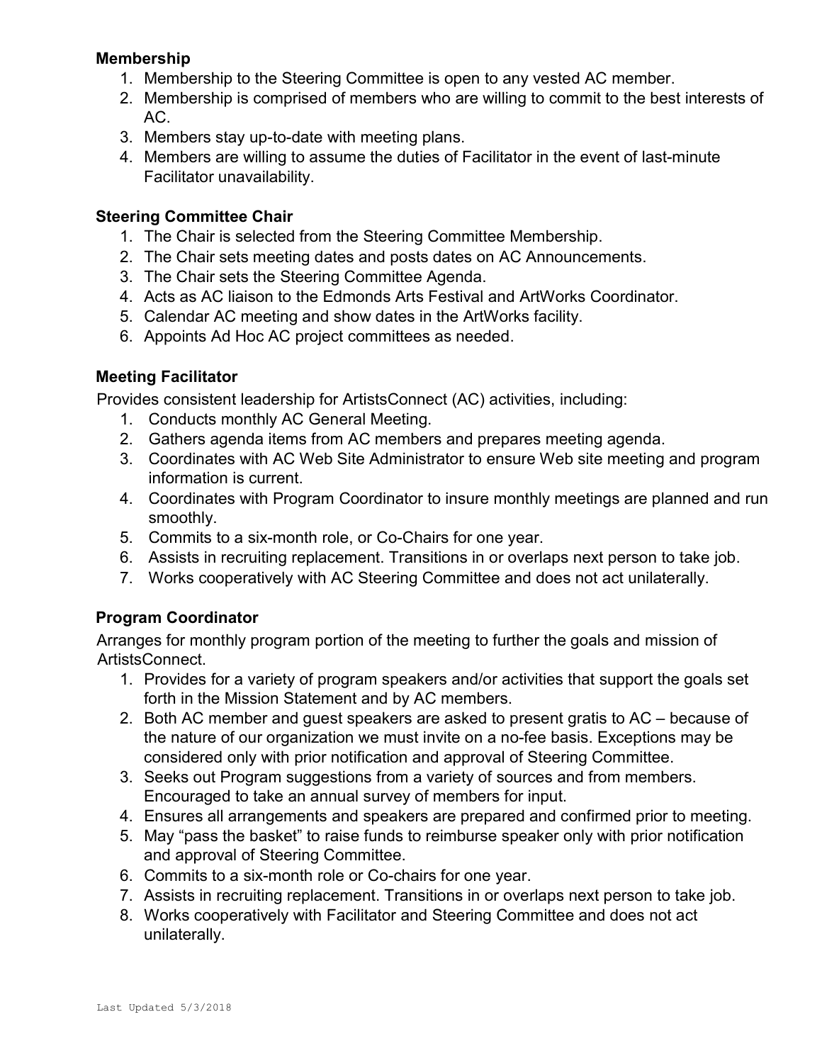**Membership**

1. Membership to the Steering Committee is open to any vested AC member.
2. Membership is comprised of members who are willing to commit to the best interests of AC.
3. Members stay up-to-date with meeting plans.
4. Members are willing to assume the duties of Facilitator in the event of last-minute Facilitator unavailability.

**Steering Committee Chair**

1. The Chair is selected from the Steering Committee Membership.
2. The Chair sets meeting dates and posts dates on AC Announcements.
3. The Chair sets the Steering Committee Agenda.
4. Acts as AC liaison to the Edmonds Arts Festival and ArtWorks Coordinator.
5. Calendar AC meeting and show dates in the ArtWorks facility.
6. Appoints Ad Hoc AC project committees as needed.

**Meeting Facilitator**

Provides consistent leadership for ArtistsConnect (AC) activities, including:

1. Conducts monthly AC General Meeting.
2. Gathers agenda items from AC members and prepares meeting agenda.
3. Coordinates with AC Web Site Administrator to ensure Web site meeting and program information is current.
4. Coordinates with Program Coordinator to insure monthly meetings are planned and run smoothly.
5. Commits to a six-month role, or Co-Chairs for one year.
6. Assists in recruiting replacement. Transitions in or overlaps next person to take job.
7. Works cooperatively with AC Steering Committee and does not act unilaterally.

**Program Coordinator**

Arranges for monthly program portion of the meeting to further the goals and mission of ArtistsConnect.

1. Provides for a variety of program speakers and/or activities that support the goals set forth in the Mission Statement and by AC members.
2. Both AC member and guest speakers are asked to present gratis to AC – because of the nature of our organization we must invite on a no-fee basis. Exceptions may be considered only with prior notification and approval of Steering Committee.
3. Seeks out Program suggestions from a variety of sources and from members. Encouraged to take an annual survey of members for input.
4. Ensures all arrangements and speakers are prepared and confirmed prior to meeting.
5. May "pass the basket" to raise funds to reimburse speaker only with prior notification and approval of Steering Committee.
6. Commits to a six-month role or Co-chairs for one year.
7. Assists in recruiting replacement. Transitions in or overlaps next person to take job.
8. Works cooperatively with Facilitator and Steering Committee and does not act unilaterally.

Last Updated 5/3/2018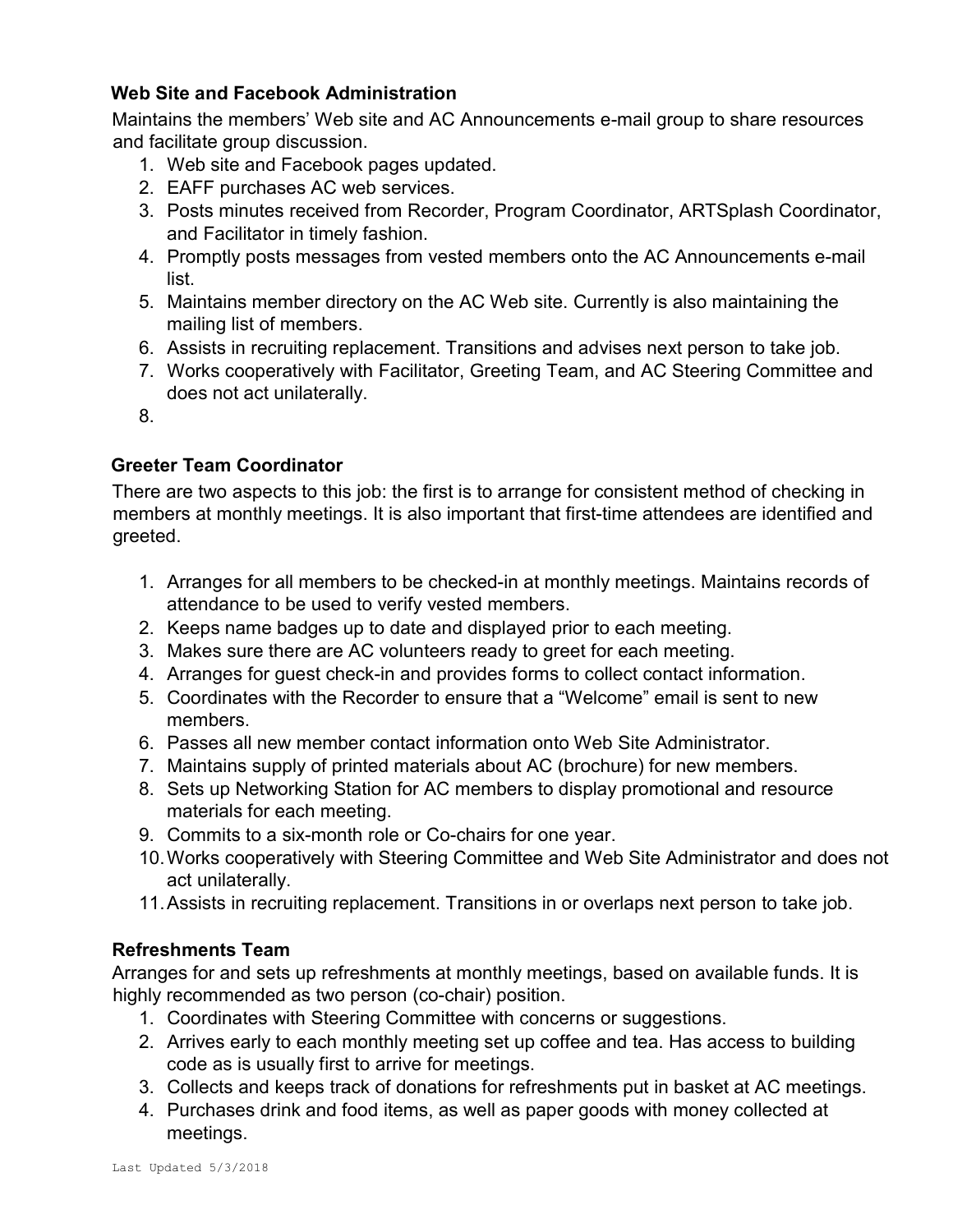### Web Site and Facebook Administration

Maintains the members' Web site and AC Announcements e-mail group to share resources and facilitate group discussion.

1. Web site and Facebook pages updated.
2. EAFF purchases AC web services.
3. Posts minutes received from Recorder, Program Coordinator, ARTSplash Coordinator, and Facilitator in timely fashion.
4. Promptly posts messages from vested members onto the AC Announcements e-mail list.
5. Maintains member directory on the AC Web site. Currently is also maintaining the mailing list of members.
6. Assists in recruiting replacement. Transitions and advises next person to take job.
7. Works cooperatively with Facilitator, Greeting Team, and AC Steering Committee and does not act unilaterally.
8. 

### Greeter Team Coordinator

There are two aspects to this job: the first is to arrange for consistent method of checking in members at monthly meetings. It is also important that first-time attendees are identified and greeted.

1. Arranges for all members to be checked-in at monthly meetings. Maintains records of attendance to be used to verify vested members.
2. Keeps name badges up to date and displayed prior to each meeting.
3. Makes sure there are AC volunteers ready to greet for each meeting.
4. Arranges for guest check-in and provides forms to collect contact information.
5. Coordinates with the Recorder to ensure that a "Welcome" email is sent to new members.
6. Passes all new member contact information onto Web Site Administrator.
7. Maintains supply of printed materials about AC (brochure) for new members.
8. Sets up Networking Station for AC members to display promotional and resource materials for each meeting.
9. Commits to a six-month role or Co-chairs for one year.
10. Works cooperatively with Steering Committee and Web Site Administrator and does not act unilaterally.
11. Assists in recruiting replacement. Transitions in or overlaps next person to take job.

### Refreshments Team

Arranges for and sets up refreshments at monthly meetings, based on available funds. It is highly recommended as two person (co-chair) position.

1. Coordinates with Steering Committee with concerns or suggestions.
2. Arrives early to each monthly meeting set up coffee and tea. Has access to building code as is usually first to arrive for meetings.
3. Collects and keeps track of donations for refreshments put in basket at AC meetings.
4. Purchases drink and food items, as well as paper goods with money collected at meetings.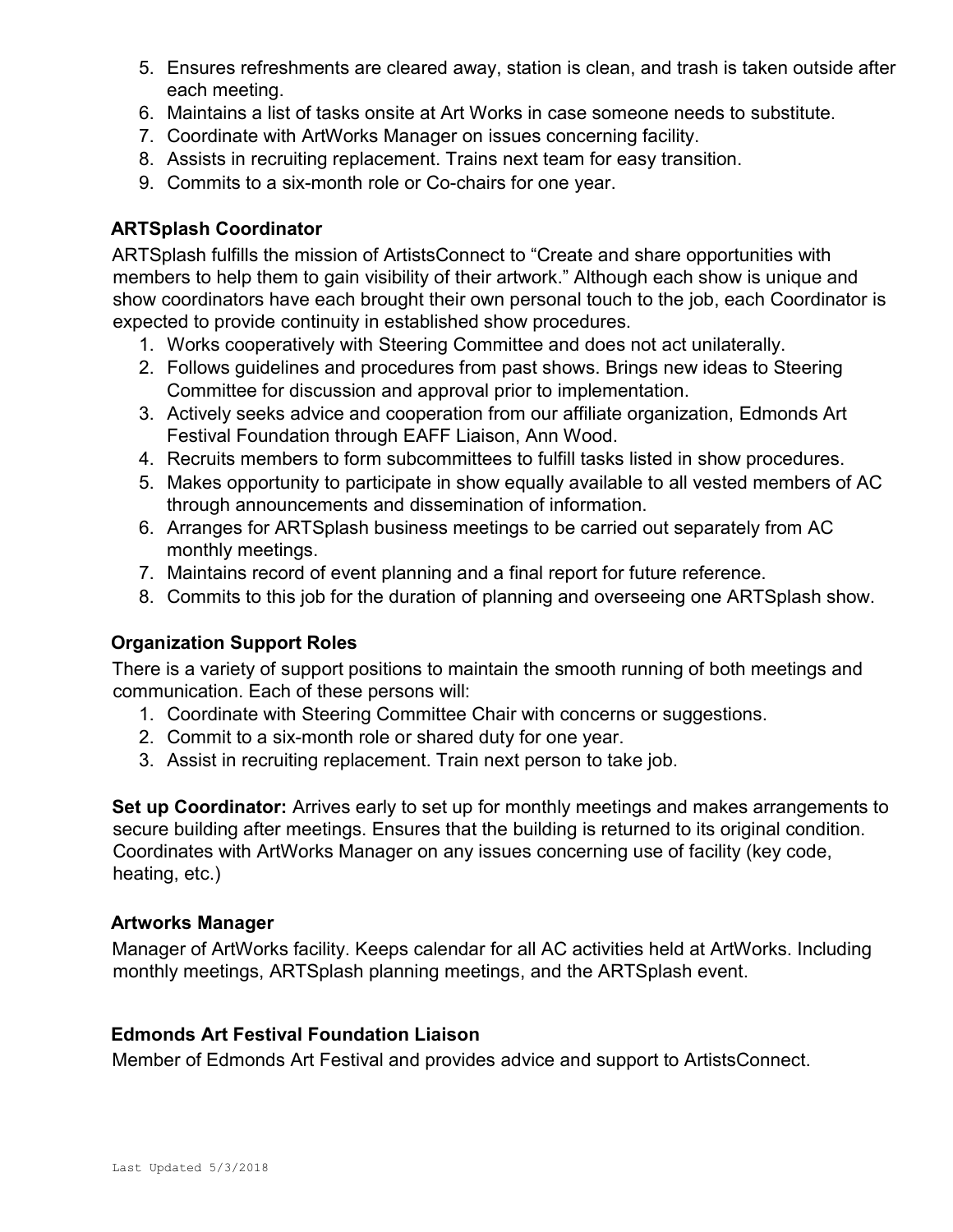5. Ensures refreshments are cleared away, station is clean, and trash is taken outside after each meeting.
6. Maintains a list of tasks onsite at Art Works in case someone needs to substitute.
7. Coordinate with ArtWorks Manager on issues concerning facility.
8. Assists in recruiting replacement. Trains next team for easy transition.
9. Commits to a six-month role or Co-chairs for one year.

### ARTSplash Coordinator

ARTSplash fulfills the mission of ArtistsConnect to "Create and share opportunities with members to help them to gain visibility of their artwork." Although each show is unique and show coordinators have each brought their own personal touch to the job, each Coordinator is expected to provide continuity in established show procedures.

1. Works cooperatively with Steering Committee and does not act unilaterally.
2. Follows guidelines and procedures from past shows. Brings new ideas to Steering Committee for discussion and approval prior to implementation.
3. Actively seeks advice and cooperation from our affiliate organization, Edmonds Art Festival Foundation through EAFF Liaison, Ann Wood.
4. Recruits members to form subcommittees to fulfill tasks listed in show procedures.
5. Makes opportunity to participate in show equally available to all vested members of AC through announcements and dissemination of information.
6. Arranges for ARTSplash business meetings to be carried out separately from AC monthly meetings.
7. Maintains record of event planning and a final report for future reference.
8. Commits to this job for the duration of planning and overseeing one ARTSplash show.

### Organization Support Roles

There is a variety of support positions to maintain the smooth running of both meetings and communication. Each of these persons will:

1. Coordinate with Steering Committee Chair with concerns or suggestions.
2. Commit to a six-month role or shared duty for one year.
3. Assist in recruiting replacement. Train next person to take job.

**Set up Coordinator:** Arrives early to set up for monthly meetings and makes arrangements to secure building after meetings. Ensures that the building is returned to its original condition. Coordinates with ArtWorks Manager on any issues concerning use of facility (key code, heating, etc.)

### Artworks Manager

Manager of ArtWorks facility. Keeps calendar for all AC activities held at ArtWorks. Including monthly meetings, ARTSplash planning meetings, and the ARTSplash event.

### Edmonds Art Festival Foundation Liaison

Member of Edmonds Art Festival and provides advice and support to ArtistsConnect.

Last Updated 5/3/2018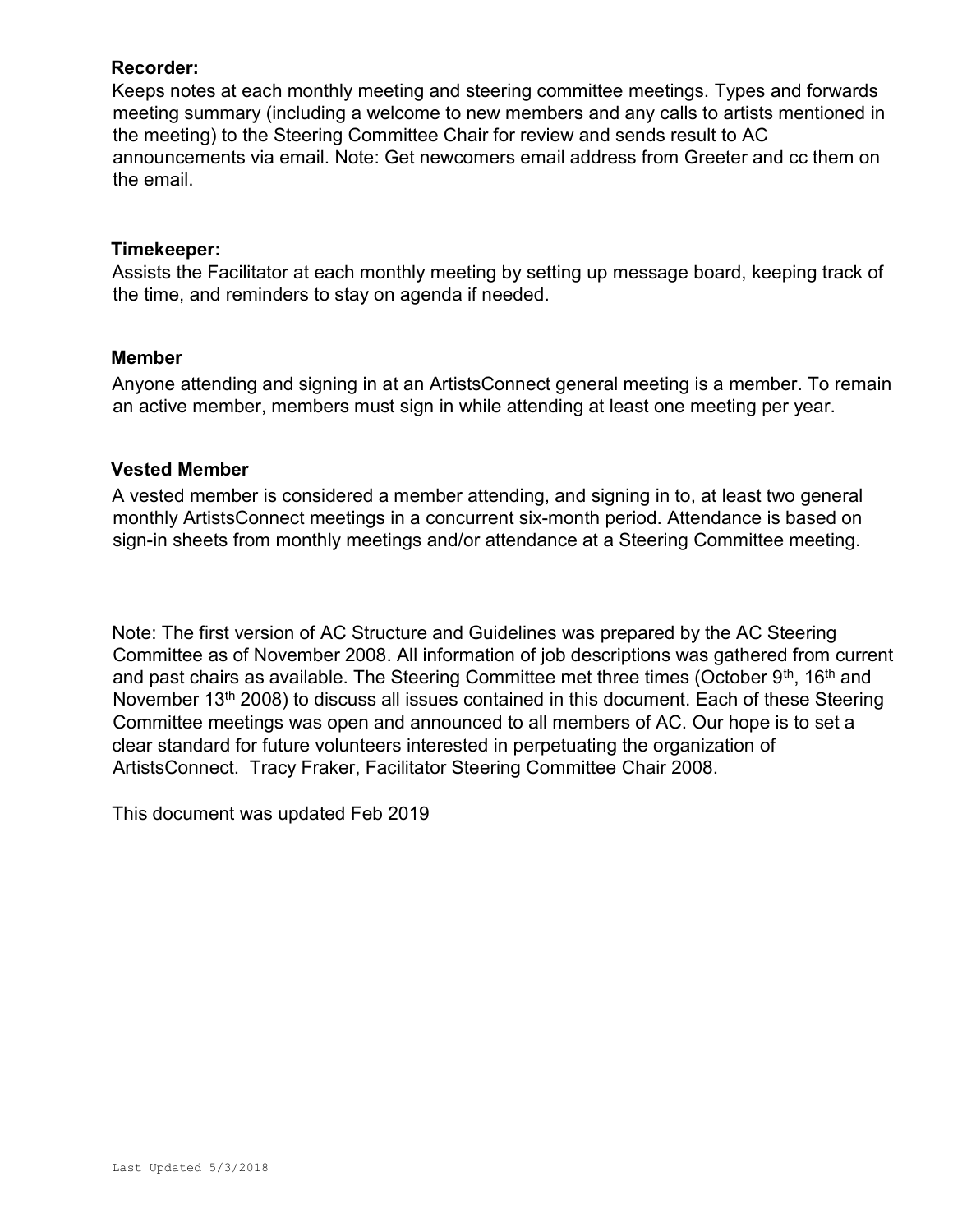**Recorder:**

Keeps notes at each monthly meeting and steering committee meetings. Types and forwards meeting summary (including a welcome to new members and any calls to artists mentioned in the meeting) to the Steering Committee Chair for review and sends result to AC announcements via email. Note: Get newcomers email address from Greeter and cc them on the email.

**Timekeeper:**

Assists the Facilitator at each monthly meeting by setting up message board, keeping track of the time, and reminders to stay on agenda if needed.

**Member**

Anyone attending and signing in at an ArtistsConnect general meeting is a member. To remain an active member, members must sign in while attending at least one meeting per year.

**Vested Member**

A vested member is considered a member attending, and signing in to, at least two general monthly ArtistsConnect meetings in a concurrent six-month period. Attendance is based on sign-in sheets from monthly meetings and/or attendance at a Steering Committee meeting.

Note: The first version of AC Structure and Guidelines was prepared by the AC Steering Committee as of November 2008. All information of job descriptions was gathered from current and past chairs as available. The Steering Committee met three times (October 9th, 16th and November 13th 2008) to discuss all issues contained in this document. Each of these Steering Committee meetings was open and announced to all members of AC. Our hope is to set a clear standard for future volunteers interested in perpetuating the organization of ArtistsConnect. Tracy Fraker, Facilitator Steering Committee Chair 2008.

This document was updated Feb 2019